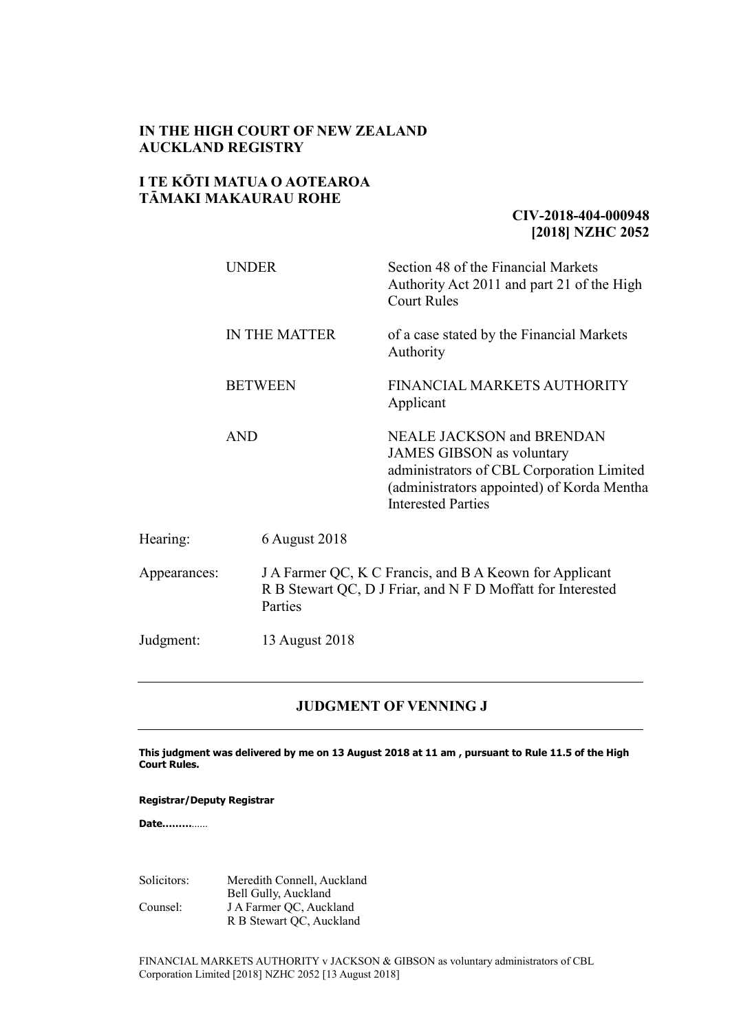**IN THE HIGH COURT OF NEW ZEALAND**
**AUCKLAND REGISTRY**

**I TE KŌTI MATUA O AOTEAROA**
**TĀMAKI MAKAURAU ROHE**

**CIV-2018-404-000948**
**[2018] NZHC 2052**

| | |
|---|---|
| UNDER | Section 48 of the Financial Markets Authority Act 2011 and part 21 of the High Court Rules |
| IN THE MATTER | of a case stated by the Financial Markets Authority |
| BETWEEN | FINANCIAL MARKETS AUTHORITY<br>Applicant |
| AND | NEALE JACKSON and BRENDAN JAMES GIBSON as voluntary administrators of CBL Corporation Limited (administrators appointed) of Korda Mentha<br>Interested Parties |

| | |
|---|---|
| Hearing: | 6 August 2018 |
| Appearances: | J A Farmer QC, K C Francis, and B A Keown for Applicant<br>R B Stewart QC, D J Friar, and N F D Moffatt for Interested Parties |
| Judgment: | 13 August 2018 |

---

## JUDGMENT OF VENNING J

---

**This judgment was delivered by me on 13 August 2018 at 11 am , pursuant to Rule 11.5 of the High Court Rules.**

**Registrar/Deputy Registrar**

**Date.........**......

| | |
|---|---|
| Solicitors: | Meredith Connell, Auckland<br>Bell Gully, Auckland |
| Counsel: | J A Farmer QC, Auckland<br>R B Stewart QC, Auckland |

FINANCIAL MARKETS AUTHORITY v JACKSON & GIBSON as voluntary administrators of CBL Corporation Limited [2018] NZHC 2052 [13 August 2018]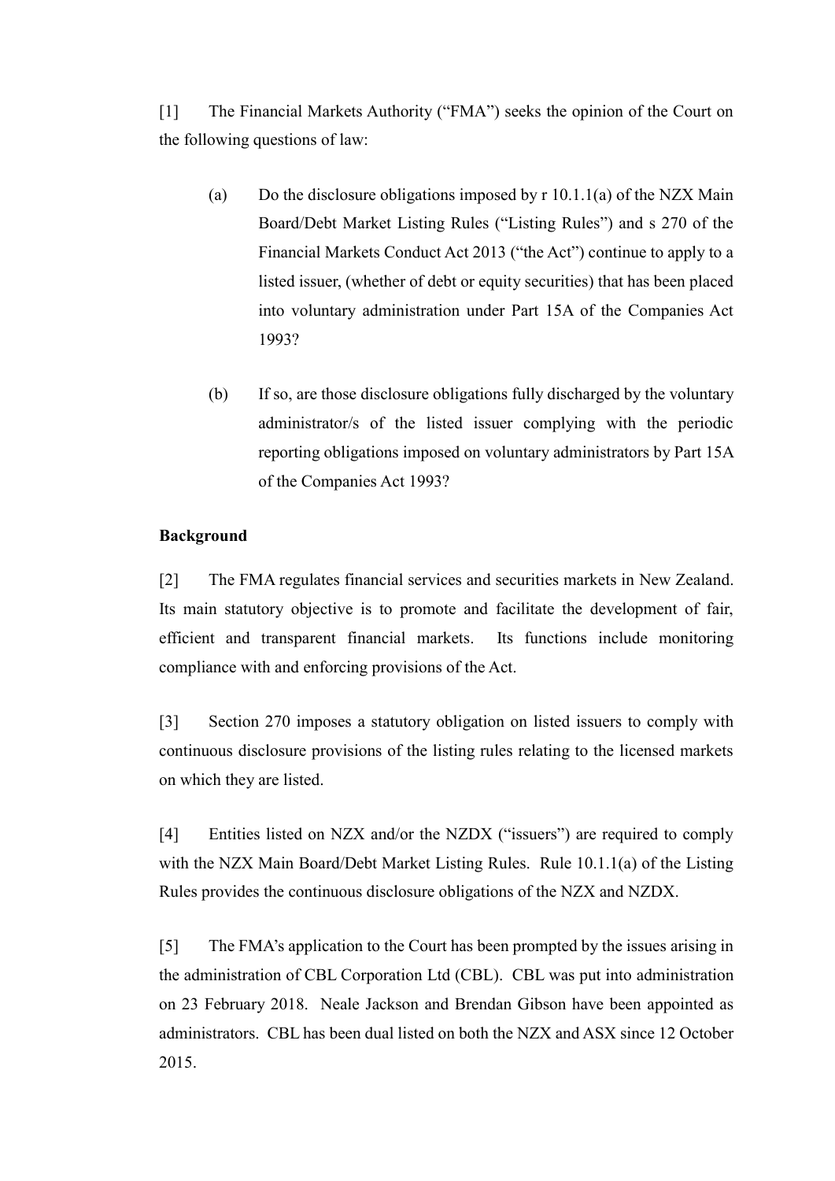[1] The Financial Markets Authority ("FMA") seeks the opinion of the Court on the following questions of law:

> (a) Do the disclosure obligations imposed by r 10.1.1(a) of the NZX Main Board/Debt Market Listing Rules ("Listing Rules") and s 270 of the Financial Markets Conduct Act 2013 ("the Act") continue to apply to a listed issuer, (whether of debt or equity securities) that has been placed into voluntary administration under Part 15A of the Companies Act 1993?
>
> (b) If so, are those disclosure obligations fully discharged by the voluntary administrator/s of the listed issuer complying with the periodic reporting obligations imposed on voluntary administrators by Part 15A of the Companies Act 1993?

**Background**

[2] The FMA regulates financial services and securities markets in New Zealand. Its main statutory objective is to promote and facilitate the development of fair, efficient and transparent financial markets. Its functions include monitoring compliance with and enforcing provisions of the Act.

[3] Section 270 imposes a statutory obligation on listed issuers to comply with continuous disclosure provisions of the listing rules relating to the licensed markets on which they are listed.

[4] Entities listed on NZX and/or the NZDX ("issuers") are required to comply with the NZX Main Board/Debt Market Listing Rules. Rule 10.1.1(a) of the Listing Rules provides the continuous disclosure obligations of the NZX and NZDX.

[5] The FMA's application to the Court has been prompted by the issues arising in the administration of CBL Corporation Ltd (CBL). CBL was put into administration on 23 February 2018. Neale Jackson and Brendan Gibson have been appointed as administrators. CBL has been dual listed on both the NZX and ASX since 12 October 2015.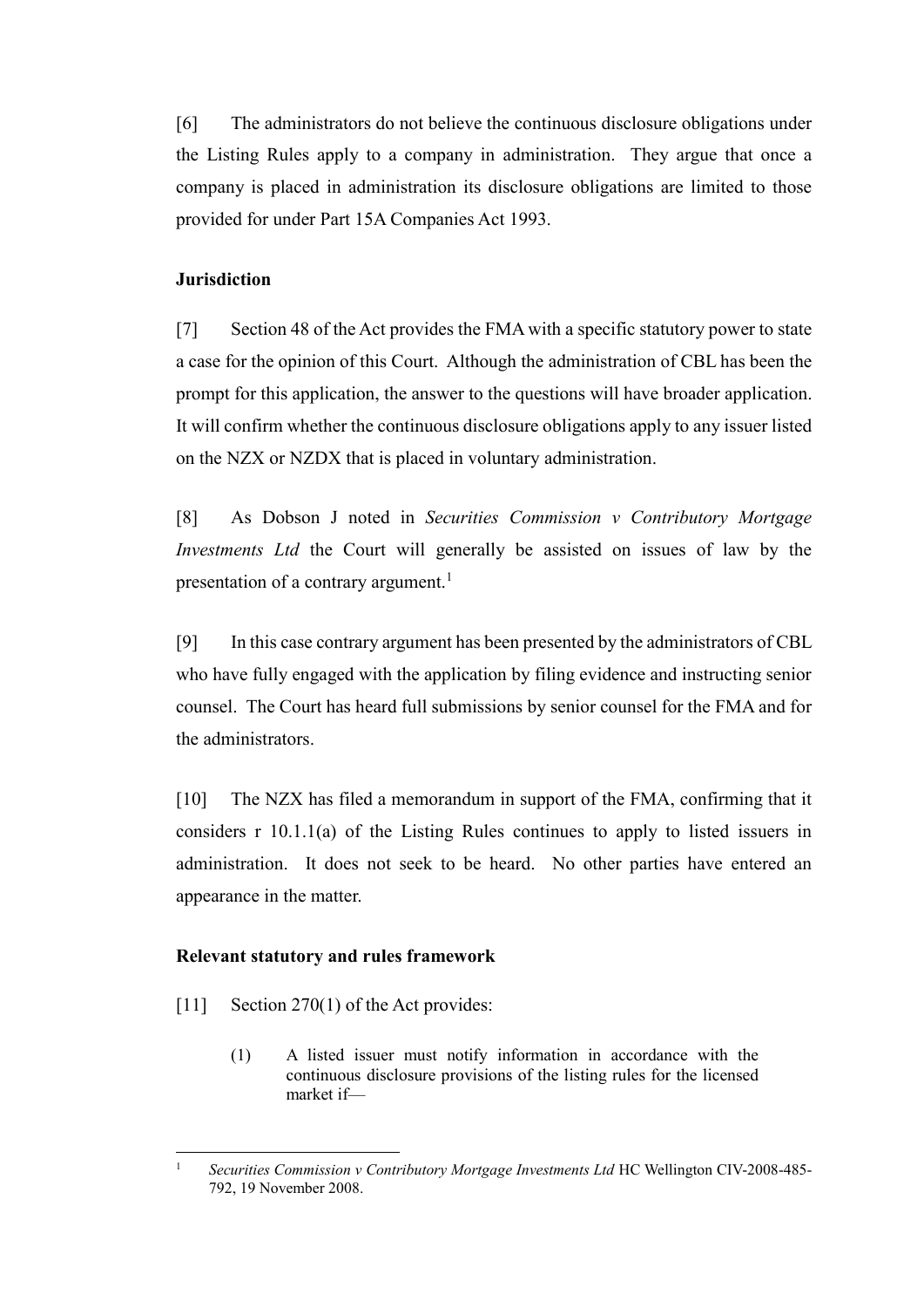[6] The administrators do not believe the continuous disclosure obligations under the Listing Rules apply to a company in administration. They argue that once a company is placed in administration its disclosure obligations are limited to those provided for under Part 15A Companies Act 1993.

### Jurisdiction

[7] Section 48 of the Act provides the FMA with a specific statutory power to state a case for the opinion of this Court. Although the administration of CBL has been the prompt for this application, the answer to the questions will have broader application. It will confirm whether the continuous disclosure obligations apply to any issuer listed on the NZX or NZDX that is placed in voluntary administration.

[8] As Dobson J noted in *Securities Commission v Contributory Mortgage Investments Ltd* the Court will generally be assisted on issues of law by the presentation of a contrary argument.[1]

[9] In this case contrary argument has been presented by the administrators of CBL who have fully engaged with the application by filing evidence and instructing senior counsel. The Court has heard full submissions by senior counsel for the FMA and for the administrators.

[10] The NZX has filed a memorandum in support of the FMA, confirming that it considers r 10.1.1(a) of the Listing Rules continues to apply to listed issuers in administration. It does not seek to be heard. No other parties have entered an appearance in the matter.

### Relevant statutory and rules framework

[11] Section 270(1) of the Act provides:

> (1) A listed issuer must notify information in accordance with the continuous disclosure provisions of the listing rules for the licensed market if—

---

[1] *Securities Commission v Contributory Mortgage Investments Ltd* HC Wellington CIV-2008-485-792, 19 November 2008.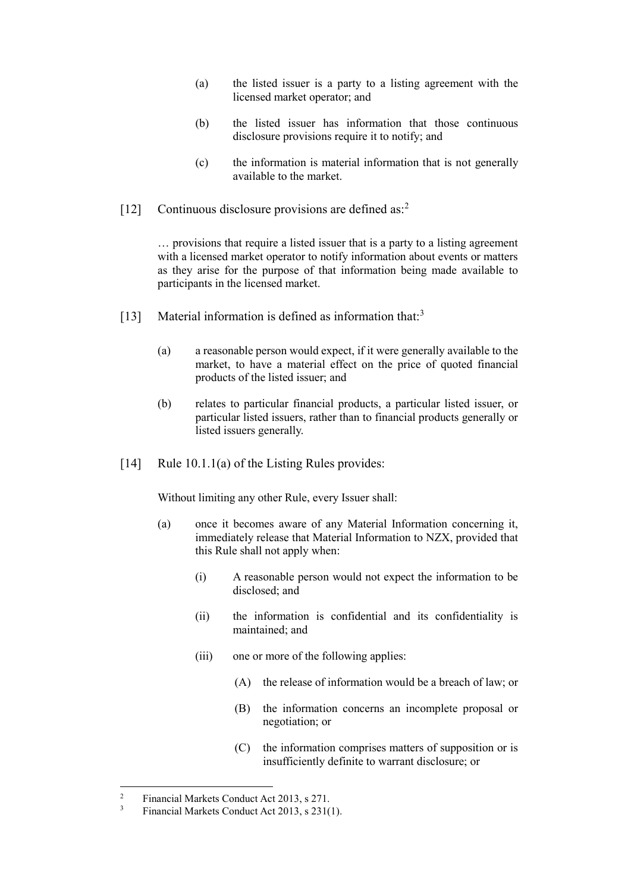(a) the listed issuer is a party to a listing agreement with the licensed market operator; and

(b) the listed issuer has information that those continuous disclosure provisions require it to notify; and

(c) the information is material information that is not generally available to the market.

[12] Continuous disclosure provisions are defined as:[2]

> … provisions that require a listed issuer that is a party to a listing agreement with a licensed market operator to notify information about events or matters as they arise for the purpose of that information being made available to participants in the licensed market.

[13] Material information is defined as information that:[3]

> (a) a reasonable person would expect, if it were generally available to the market, to have a material effect on the price of quoted financial products of the listed issuer; and
>
> (b) relates to particular financial products, a particular listed issuer, or particular listed issuers, rather than to financial products generally or listed issuers generally.

[14] Rule 10.1.1(a) of the Listing Rules provides:

> Without limiting any other Rule, every Issuer shall:
>
> (a) once it becomes aware of any Material Information concerning it, immediately release that Material Information to NZX, provided that this Rule shall not apply when:
>
> > (i) A reasonable person would not expect the information to be disclosed; and
> >
> > (ii) the information is confidential and its confidentiality is maintained; and
> >
> > (iii) one or more of the following applies:
> >
> > > (A) the release of information would be a breach of law; or
> > >
> > > (B) the information concerns an incomplete proposal or negotiation; or
> > >
> > > (C) the information comprises matters of supposition or is insufficiently definite to warrant disclosure; or

---

[2] Financial Markets Conduct Act 2013, s 271.

[3] Financial Markets Conduct Act 2013, s 231(1).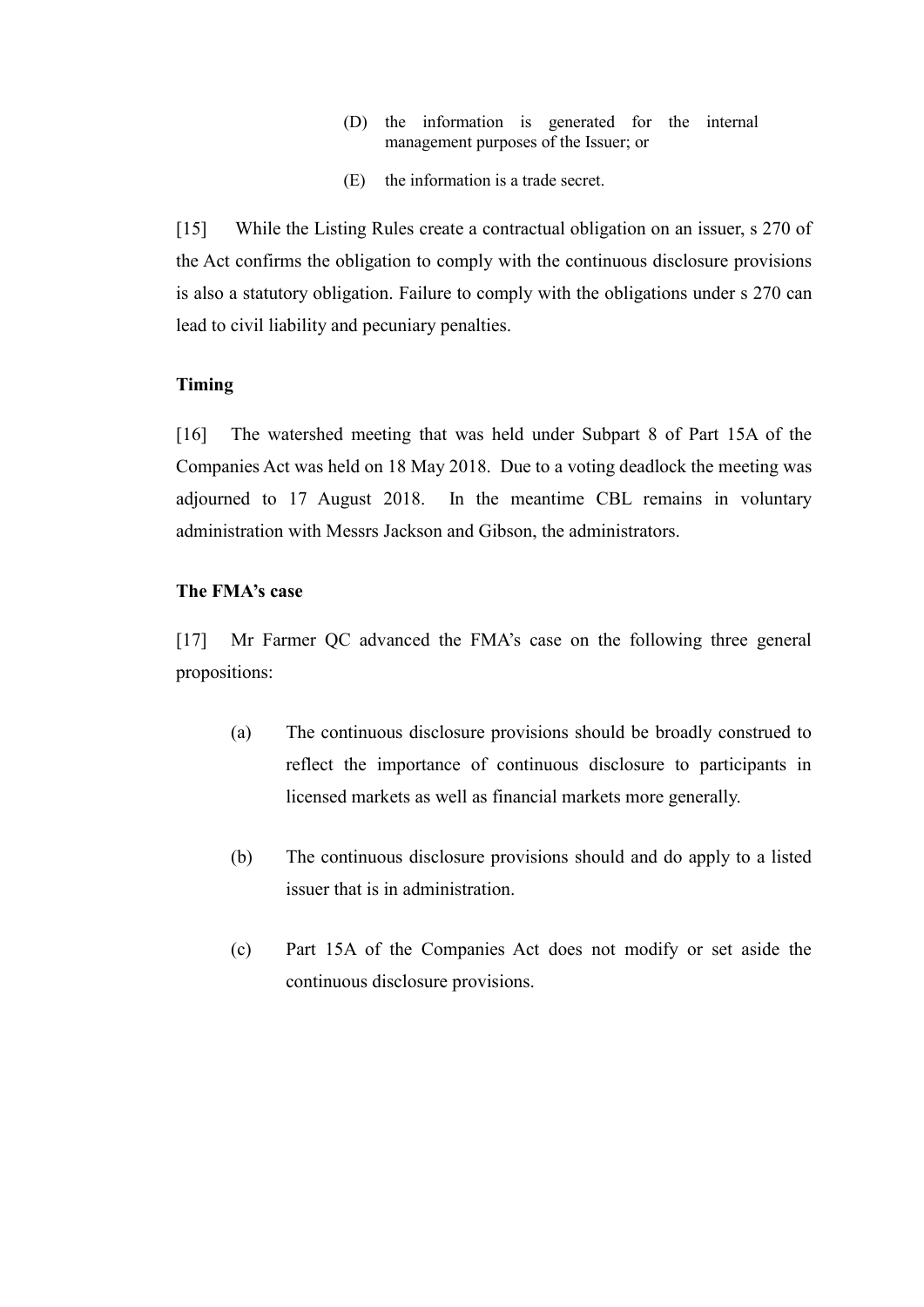(D) the information is generated for the internal management purposes of the Issuer; or

(E) the information is a trade secret.

[15] While the Listing Rules create a contractual obligation on an issuer, s 270 of the Act confirms the obligation to comply with the continuous disclosure provisions is also a statutory obligation. Failure to comply with the obligations under s 270 can lead to civil liability and pecuniary penalties.

**Timing**

[16] The watershed meeting that was held under Subpart 8 of Part 15A of the Companies Act was held on 18 May 2018. Due to a voting deadlock the meeting was adjourned to 17 August 2018. In the meantime CBL remains in voluntary administration with Messrs Jackson and Gibson, the administrators.

**The FMA's case**

[17] Mr Farmer QC advanced the FMA's case on the following three general propositions:

(a) The continuous disclosure provisions should be broadly construed to reflect the importance of continuous disclosure to participants in licensed markets as well as financial markets more generally.

(b) The continuous disclosure provisions should and do apply to a listed issuer that is in administration.

(c) Part 15A of the Companies Act does not modify or set aside the continuous disclosure provisions.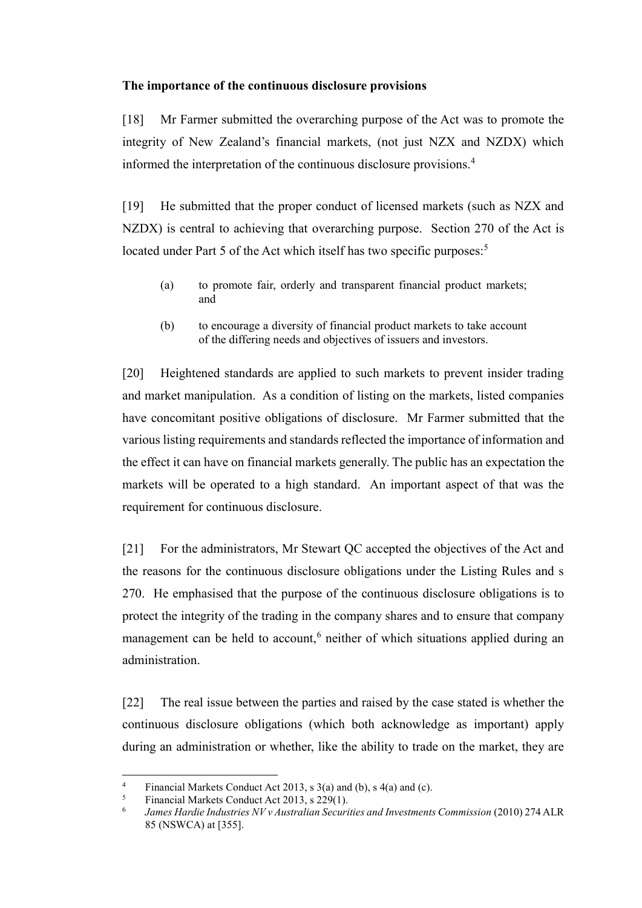**The importance of the continuous disclosure provisions**

[18] Mr Farmer submitted the overarching purpose of the Act was to promote the integrity of New Zealand's financial markets, (not just NZX and NZDX) which informed the interpretation of the continuous disclosure provisions.[4]

[19] He submitted that the proper conduct of licensed markets (such as NZX and NZDX) is central to achieving that overarching purpose. Section 270 of the Act is located under Part 5 of the Act which itself has two specific purposes:[5]

> (a) to promote fair, orderly and transparent financial product markets; and
>
> (b) to encourage a diversity of financial product markets to take account of the differing needs and objectives of issuers and investors.

[20] Heightened standards are applied to such markets to prevent insider trading and market manipulation. As a condition of listing on the markets, listed companies have concomitant positive obligations of disclosure. Mr Farmer submitted that the various listing requirements and standards reflected the importance of information and the effect it can have on financial markets generally. The public has an expectation the markets will be operated to a high standard. An important aspect of that was the requirement for continuous disclosure.

[21] For the administrators, Mr Stewart QC accepted the objectives of the Act and the reasons for the continuous disclosure obligations under the Listing Rules and s 270. He emphasised that the purpose of the continuous disclosure obligations is to protect the integrity of the trading in the company shares and to ensure that company management can be held to account,[6] neither of which situations applied during an administration.

[22] The real issue between the parties and raised by the case stated is whether the continuous disclosure obligations (which both acknowledge as important) apply during an administration or whether, like the ability to trade on the market, they are

---

[4] Financial Markets Conduct Act 2013, s 3(a) and (b), s 4(a) and (c).

[5] Financial Markets Conduct Act 2013, s 229(1).

[6] *James Hardie Industries NV v Australian Securities and Investments Commission* (2010) 274 ALR 85 (NSWCA) at [355].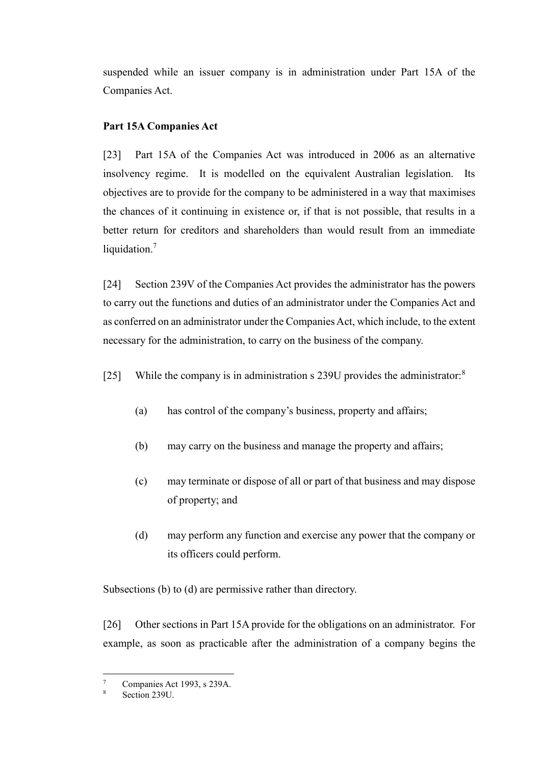suspended while an issuer company is in administration under Part 15A of the Companies Act.

**Part 15A Companies Act**

[23] Part 15A of the Companies Act was introduced in 2006 as an alternative insolvency regime. It is modelled on the equivalent Australian legislation. Its objectives are to provide for the company to be administered in a way that maximises the chances of it continuing in existence or, if that is not possible, that results in a better return for creditors and shareholders than would result from an immediate liquidation.[7]

[24] Section 239V of the Companies Act provides the administrator has the powers to carry out the functions and duties of an administrator under the Companies Act and as conferred on an administrator under the Companies Act, which include, to the extent necessary for the administration, to carry on the business of the company.

[25] While the company is in administration s 239U provides the administrator:[8]

(a) has control of the company's business, property and affairs;

(b) may carry on the business and manage the property and affairs;

(c) may terminate or dispose of all or part of that business and may dispose of property; and

(d) may perform any function and exercise any power that the company or its officers could perform.

Subsections (b) to (d) are permissive rather than directory.

[26] Other sections in Part 15A provide for the obligations on an administrator. For example, as soon as practicable after the administration of a company begins the

---

[7] Companies Act 1993, s 239A.

[8] Section 239U.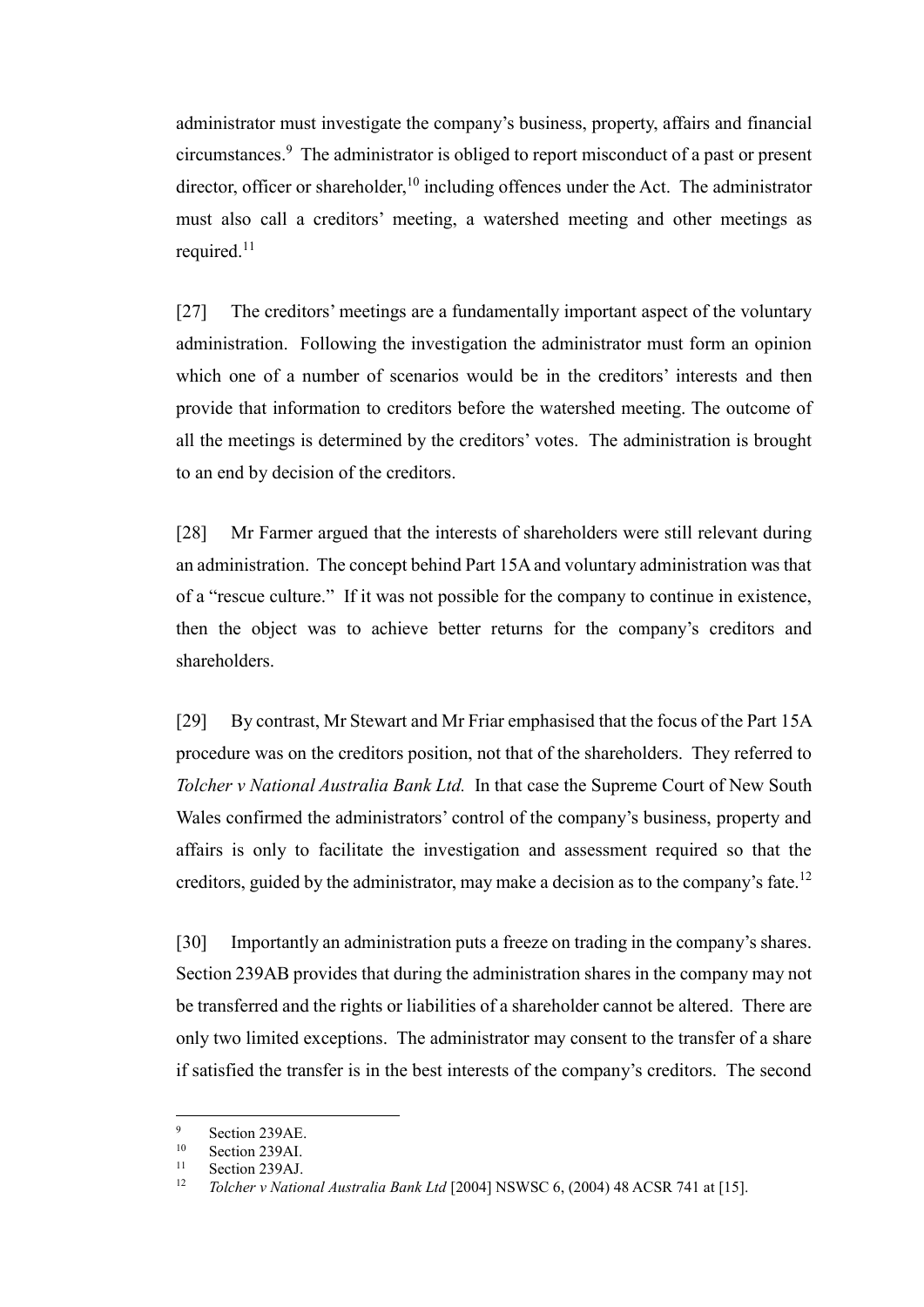administrator must investigate the company's business, property, affairs and financial circumstances.[9] The administrator is obliged to report misconduct of a past or present director, officer or shareholder,[10] including offences under the Act. The administrator must also call a creditors' meeting, a watershed meeting and other meetings as required.[11]

[27] The creditors' meetings are a fundamentally important aspect of the voluntary administration. Following the investigation the administrator must form an opinion which one of a number of scenarios would be in the creditors' interests and then provide that information to creditors before the watershed meeting. The outcome of all the meetings is determined by the creditors' votes. The administration is brought to an end by decision of the creditors.

[28] Mr Farmer argued that the interests of shareholders were still relevant during an administration. The concept behind Part 15A and voluntary administration was that of a "rescue culture." If it was not possible for the company to continue in existence, then the object was to achieve better returns for the company's creditors and shareholders.

[29] By contrast, Mr Stewart and Mr Friar emphasised that the focus of the Part 15A procedure was on the creditors position, not that of the shareholders. They referred to *Tolcher v National Australia Bank Ltd.* In that case the Supreme Court of New South Wales confirmed the administrators' control of the company's business, property and affairs is only to facilitate the investigation and assessment required so that the creditors, guided by the administrator, may make a decision as to the company's fate.[12]

[30] Importantly an administration puts a freeze on trading in the company's shares. Section 239AB provides that during the administration shares in the company may not be transferred and the rights or liabilities of a shareholder cannot be altered. There are only two limited exceptions. The administrator may consent to the transfer of a share if satisfied the transfer is in the best interests of the company's creditors. The second

---

[9] Section 239AE.

[10] Section 239AI.

[11] Section 239AJ.

[12] *Tolcher v National Australia Bank Ltd* [2004] NSWSC 6, (2004) 48 ACSR 741 at [15].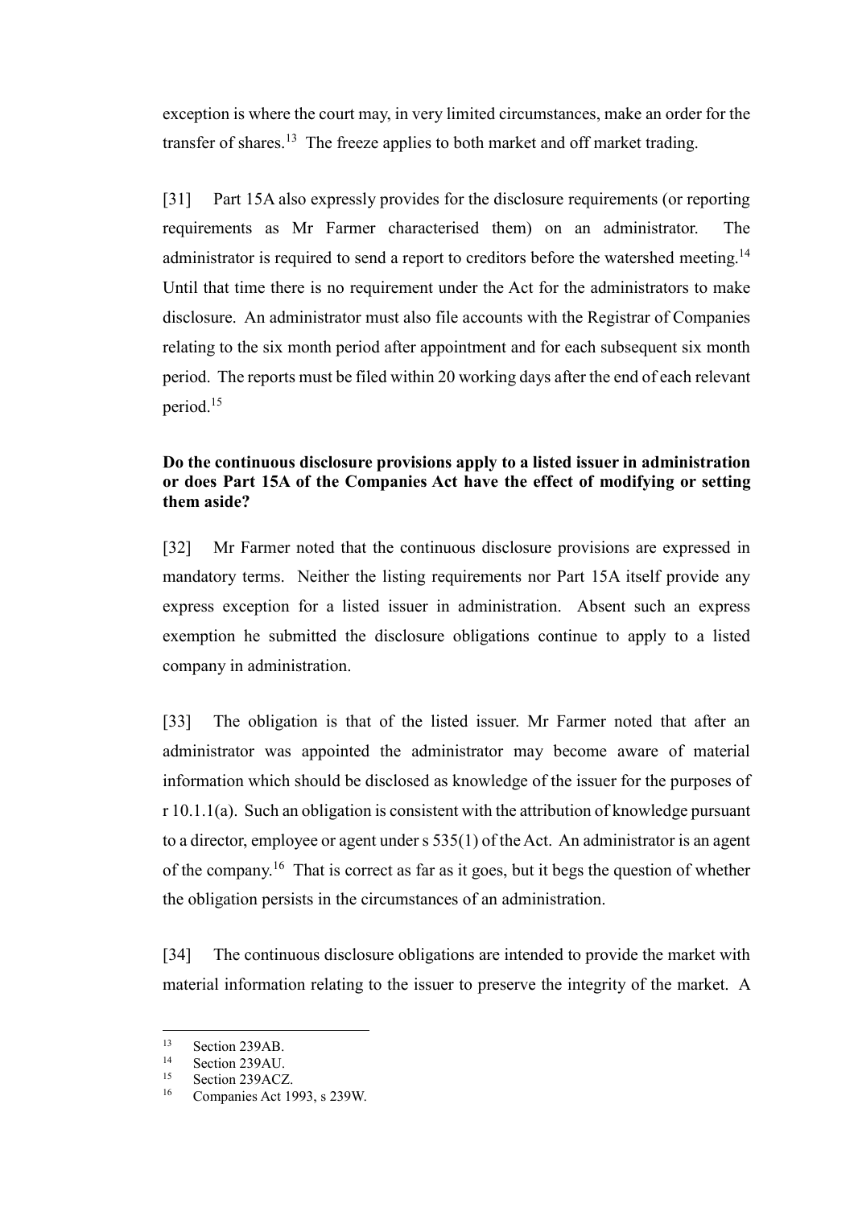exception is where the court may, in very limited circumstances, make an order for the transfer of shares.[13] The freeze applies to both market and off market trading.

[31] Part 15A also expressly provides for the disclosure requirements (or reporting requirements as Mr Farmer characterised them) on an administrator. The administrator is required to send a report to creditors before the watershed meeting.[14] Until that time there is no requirement under the Act for the administrators to make disclosure. An administrator must also file accounts with the Registrar of Companies relating to the six month period after appointment and for each subsequent six month period. The reports must be filed within 20 working days after the end of each relevant period.[15]

**Do the continuous disclosure provisions apply to a listed issuer in administration or does Part 15A of the Companies Act have the effect of modifying or setting them aside?**

[32] Mr Farmer noted that the continuous disclosure provisions are expressed in mandatory terms. Neither the listing requirements nor Part 15A itself provide any express exception for a listed issuer in administration. Absent such an express exemption he submitted the disclosure obligations continue to apply to a listed company in administration.

[33] The obligation is that of the listed issuer. Mr Farmer noted that after an administrator was appointed the administrator may become aware of material information which should be disclosed as knowledge of the issuer for the purposes of r 10.1.1(a). Such an obligation is consistent with the attribution of knowledge pursuant to a director, employee or agent under s 535(1) of the Act. An administrator is an agent of the company.[16] That is correct as far as it goes, but it begs the question of whether the obligation persists in the circumstances of an administration.

[34] The continuous disclosure obligations are intended to provide the market with material information relating to the issuer to preserve the integrity of the market. A

[13] Section 239AB.
[14] Section 239AU.
[15] Section 239ACZ.
[16] Companies Act 1993, s 239W.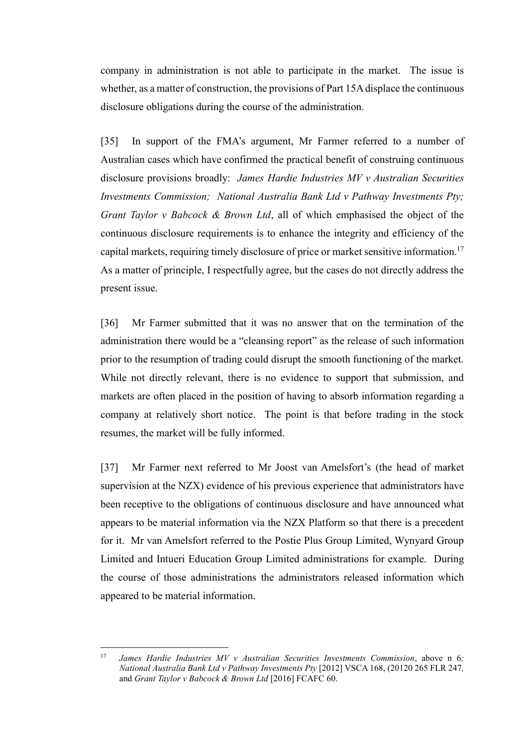company in administration is not able to participate in the market. The issue is whether, as a matter of construction, the provisions of Part 15A displace the continuous disclosure obligations during the course of the administration.

[35] In support of the FMA's argument, Mr Farmer referred to a number of Australian cases which have confirmed the practical benefit of construing continuous disclosure provisions broadly: *James Hardie Industries MV v Australian Securities Investments Commission; National Australia Bank Ltd v Pathway Investments Pty; Grant Taylor v Babcock & Brown Ltd*, all of which emphasised the object of the continuous disclosure requirements is to enhance the integrity and efficiency of the capital markets, requiring timely disclosure of price or market sensitive information.[17] As a matter of principle, I respectfully agree, but the cases do not directly address the present issue.

[36] Mr Farmer submitted that it was no answer that on the termination of the administration there would be a "cleansing report" as the release of such information prior to the resumption of trading could disrupt the smooth functioning of the market. While not directly relevant, there is no evidence to support that submission, and markets are often placed in the position of having to absorb information regarding a company at relatively short notice. The point is that before trading in the stock resumes, the market will be fully informed.

[37] Mr Farmer next referred to Mr Joost van Amelsfort's (the head of market supervision at the NZX) evidence of his previous experience that administrators have been receptive to the obligations of continuous disclosure and have announced what appears to be material information via the NZX Platform so that there is a precedent for it. Mr van Amelsfort referred to the Postie Plus Group Limited, Wynyard Group Limited and Intueri Education Group Limited administrations for example. During the course of those administrations the administrators released information which appeared to be material information.

---

[17] *James Hardie Industries MV v Australian Securities Investments Commission*, above n 6*; National Australia Bank Ltd v Pathway Investments Pty* [2012] VSCA 168, (20120 265 FLR 247*,* and *Grant Taylor v Babcock & Brown Ltd* [2016] FCAFC 60.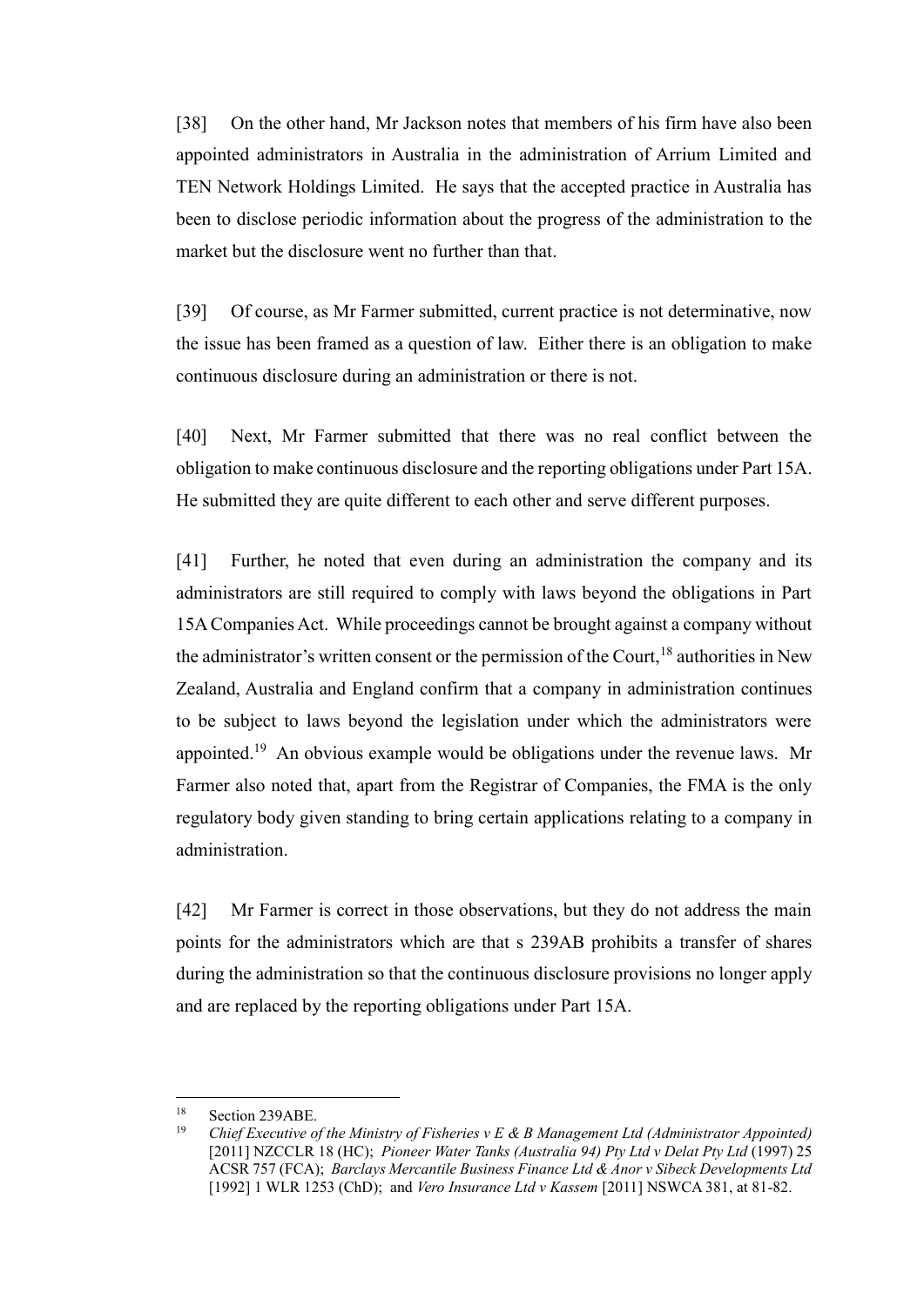[38] On the other hand, Mr Jackson notes that members of his firm have also been appointed administrators in Australia in the administration of Arrium Limited and TEN Network Holdings Limited. He says that the accepted practice in Australia has been to disclose periodic information about the progress of the administration to the market but the disclosure went no further than that.

[39] Of course, as Mr Farmer submitted, current practice is not determinative, now the issue has been framed as a question of law. Either there is an obligation to make continuous disclosure during an administration or there is not.

[40] Next, Mr Farmer submitted that there was no real conflict between the obligation to make continuous disclosure and the reporting obligations under Part 15A. He submitted they are quite different to each other and serve different purposes.

[41] Further, he noted that even during an administration the company and its administrators are still required to comply with laws beyond the obligations in Part 15A Companies Act. While proceedings cannot be brought against a company without the administrator's written consent or the permission of the Court,[18] authorities in New Zealand, Australia and England confirm that a company in administration continues to be subject to laws beyond the legislation under which the administrators were appointed.[19] An obvious example would be obligations under the revenue laws. Mr Farmer also noted that, apart from the Registrar of Companies, the FMA is the only regulatory body given standing to bring certain applications relating to a company in administration.

[42] Mr Farmer is correct in those observations, but they do not address the main points for the administrators which are that s 239AB prohibits a transfer of shares during the administration so that the continuous disclosure provisions no longer apply and are replaced by the reporting obligations under Part 15A.

---

[18] Section 239ABE.

[19] *Chief Executive of the Ministry of Fisheries v E & B Management Ltd (Administrator Appointed)* [2011] NZCCLR 18 (HC); *Pioneer Water Tanks (Australia 94) Pty Ltd v Delat Pty Ltd* (1997) 25 ACSR 757 (FCA); *Barclays Mercantile Business Finance Ltd & Anor v Sibeck Developments Ltd* [1992] 1 WLR 1253 (ChD); and *Vero Insurance Ltd v Kassem* [2011] NSWCA 381, at 81-82.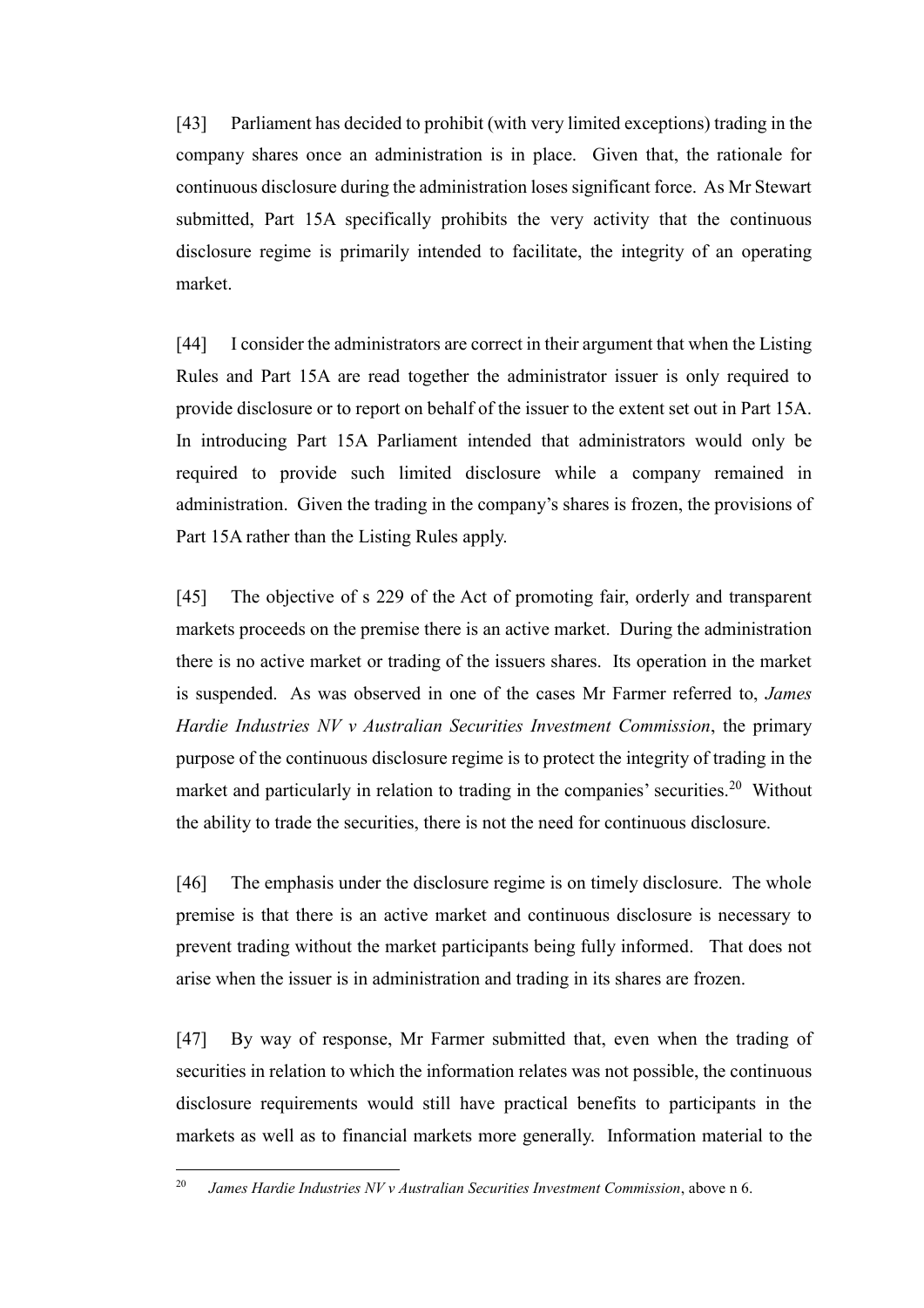[43] Parliament has decided to prohibit (with very limited exceptions) trading in the company shares once an administration is in place. Given that, the rationale for continuous disclosure during the administration loses significant force. As Mr Stewart submitted, Part 15A specifically prohibits the very activity that the continuous disclosure regime is primarily intended to facilitate, the integrity of an operating market.

[44] I consider the administrators are correct in their argument that when the Listing Rules and Part 15A are read together the administrator issuer is only required to provide disclosure or to report on behalf of the issuer to the extent set out in Part 15A. In introducing Part 15A Parliament intended that administrators would only be required to provide such limited disclosure while a company remained in administration. Given the trading in the company's shares is frozen, the provisions of Part 15A rather than the Listing Rules apply.

[45] The objective of s 229 of the Act of promoting fair, orderly and transparent markets proceeds on the premise there is an active market. During the administration there is no active market or trading of the issuers shares. Its operation in the market is suspended. As was observed in one of the cases Mr Farmer referred to, *James Hardie Industries NV v Australian Securities Investment Commission*, the primary purpose of the continuous disclosure regime is to protect the integrity of trading in the market and particularly in relation to trading in the companies' securities.[20] Without the ability to trade the securities, there is not the need for continuous disclosure.

[46] The emphasis under the disclosure regime is on timely disclosure. The whole premise is that there is an active market and continuous disclosure is necessary to prevent trading without the market participants being fully informed. That does not arise when the issuer is in administration and trading in its shares are frozen.

[47] By way of response, Mr Farmer submitted that, even when the trading of securities in relation to which the information relates was not possible, the continuous disclosure requirements would still have practical benefits to participants in the markets as well as to financial markets more generally. Information material to the

---

[20] *James Hardie Industries NV v Australian Securities Investment Commission*, above n 6.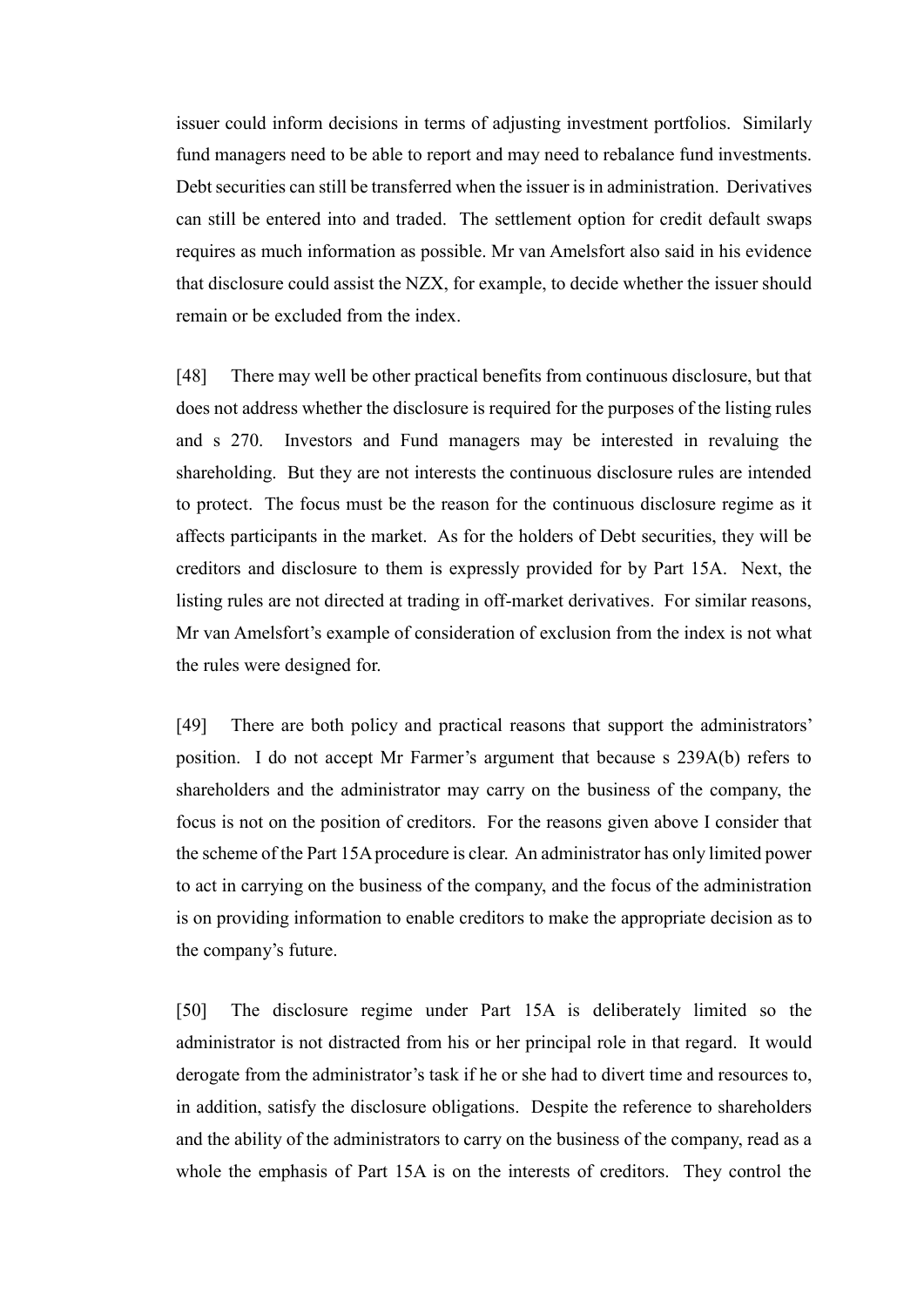issuer could inform decisions in terms of adjusting investment portfolios. Similarly fund managers need to be able to report and may need to rebalance fund investments. Debt securities can still be transferred when the issuer is in administration. Derivatives can still be entered into and traded. The settlement option for credit default swaps requires as much information as possible. Mr van Amelsfort also said in his evidence that disclosure could assist the NZX, for example, to decide whether the issuer should remain or be excluded from the index.

[48] There may well be other practical benefits from continuous disclosure, but that does not address whether the disclosure is required for the purposes of the listing rules and s 270. Investors and Fund managers may be interested in revaluing the shareholding. But they are not interests the continuous disclosure rules are intended to protect. The focus must be the reason for the continuous disclosure regime as it affects participants in the market. As for the holders of Debt securities, they will be creditors and disclosure to them is expressly provided for by Part 15A. Next, the listing rules are not directed at trading in off-market derivatives. For similar reasons, Mr van Amelsfort's example of consideration of exclusion from the index is not what the rules were designed for.

[49] There are both policy and practical reasons that support the administrators' position. I do not accept Mr Farmer's argument that because s 239A(b) refers to shareholders and the administrator may carry on the business of the company, the focus is not on the position of creditors. For the reasons given above I consider that the scheme of the Part 15A procedure is clear. An administrator has only limited power to act in carrying on the business of the company, and the focus of the administration is on providing information to enable creditors to make the appropriate decision as to the company's future.

[50] The disclosure regime under Part 15A is deliberately limited so the administrator is not distracted from his or her principal role in that regard. It would derogate from the administrator's task if he or she had to divert time and resources to, in addition, satisfy the disclosure obligations. Despite the reference to shareholders and the ability of the administrators to carry on the business of the company, read as a whole the emphasis of Part 15A is on the interests of creditors. They control the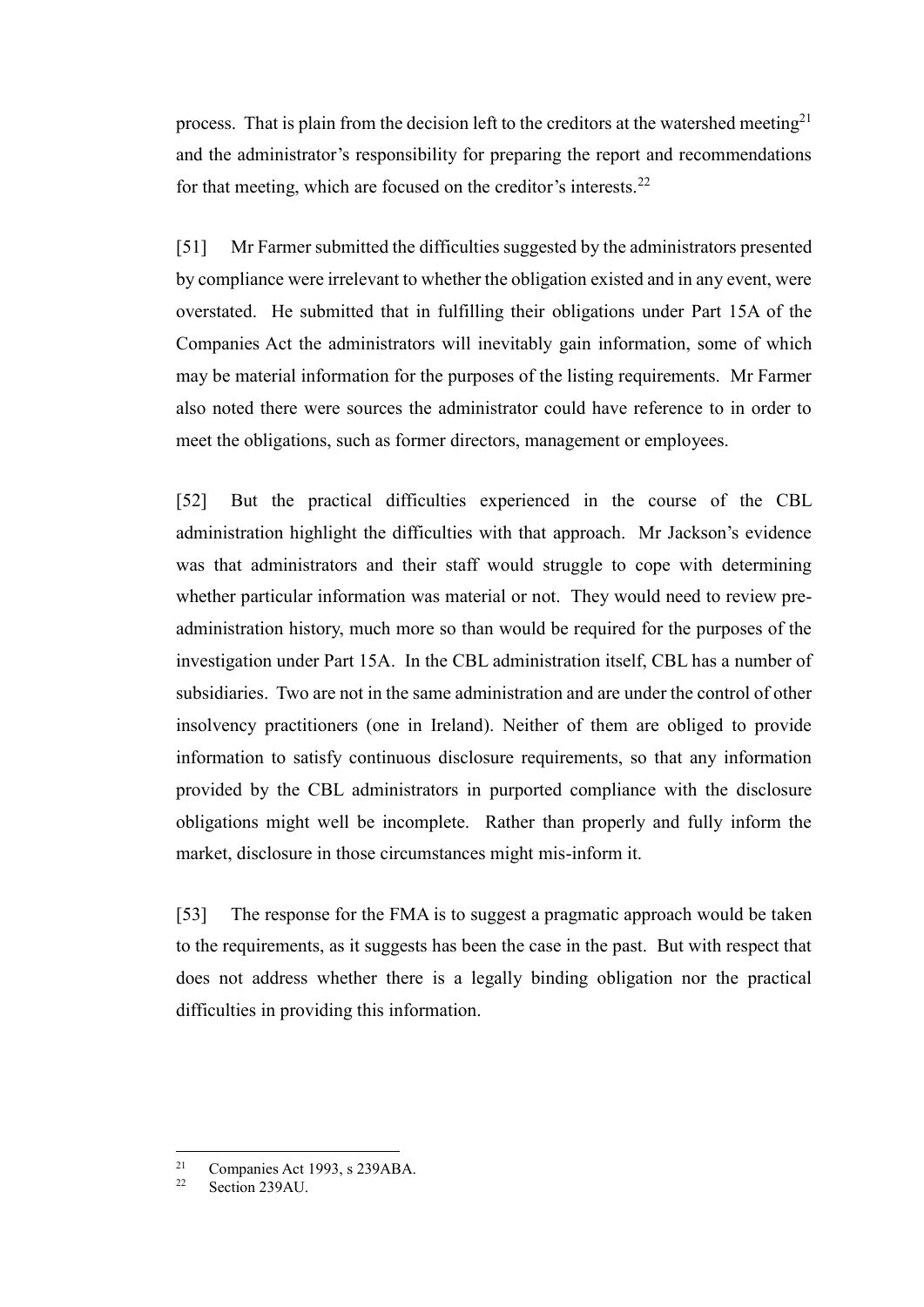process. That is plain from the decision left to the creditors at the watershed meeting[21] and the administrator's responsibility for preparing the report and recommendations for that meeting, which are focused on the creditor's interests.[22]

[51] Mr Farmer submitted the difficulties suggested by the administrators presented by compliance were irrelevant to whether the obligation existed and in any event, were overstated. He submitted that in fulfilling their obligations under Part 15A of the Companies Act the administrators will inevitably gain information, some of which may be material information for the purposes of the listing requirements. Mr Farmer also noted there were sources the administrator could have reference to in order to meet the obligations, such as former directors, management or employees.

[52] But the practical difficulties experienced in the course of the CBL administration highlight the difficulties with that approach. Mr Jackson's evidence was that administrators and their staff would struggle to cope with determining whether particular information was material or not. They would need to review pre-administration history, much more so than would be required for the purposes of the investigation under Part 15A. In the CBL administration itself, CBL has a number of subsidiaries. Two are not in the same administration and are under the control of other insolvency practitioners (one in Ireland). Neither of them are obliged to provide information to satisfy continuous disclosure requirements, so that any information provided by the CBL administrators in purported compliance with the disclosure obligations might well be incomplete. Rather than properly and fully inform the market, disclosure in those circumstances might mis-inform it.

[53] The response for the FMA is to suggest a pragmatic approach would be taken to the requirements, as it suggests has been the case in the past. But with respect that does not address whether there is a legally binding obligation nor the practical difficulties in providing this information.

---

[21] Companies Act 1993, s 239ABA.

[22] Section 239AU.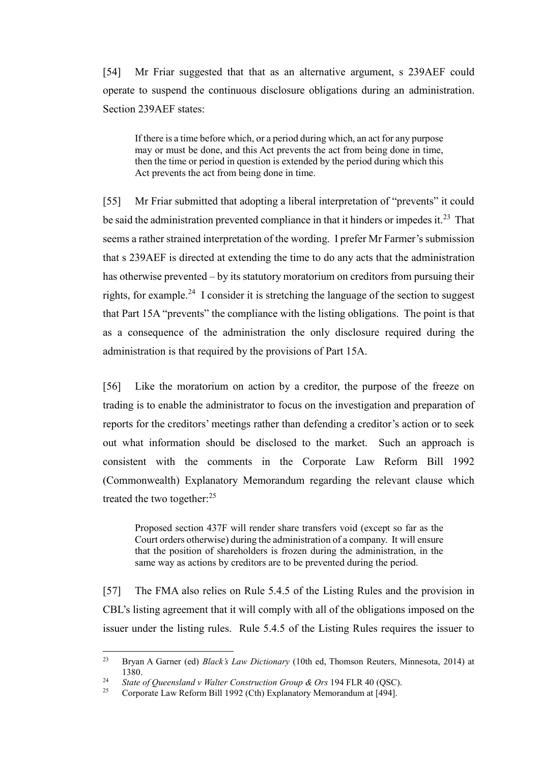[54] Mr Friar suggested that that as an alternative argument, s 239AEF could operate to suspend the continuous disclosure obligations during an administration. Section 239AEF states:

> If there is a time before which, or a period during which, an act for any purpose may or must be done, and this Act prevents the act from being done in time, then the time or period in question is extended by the period during which this Act prevents the act from being done in time.

[55] Mr Friar submitted that adopting a liberal interpretation of "prevents" it could be said the administration prevented compliance in that it hinders or impedes it.[23] That seems a rather strained interpretation of the wording. I prefer Mr Farmer's submission that s 239AEF is directed at extending the time to do any acts that the administration has otherwise prevented – by its statutory moratorium on creditors from pursuing their rights, for example.[24] I consider it is stretching the language of the section to suggest that Part 15A "prevents" the compliance with the listing obligations. The point is that as a consequence of the administration the only disclosure required during the administration is that required by the provisions of Part 15A.

[56] Like the moratorium on action by a creditor, the purpose of the freeze on trading is to enable the administrator to focus on the investigation and preparation of reports for the creditors' meetings rather than defending a creditor's action or to seek out what information should be disclosed to the market. Such an approach is consistent with the comments in the Corporate Law Reform Bill 1992 (Commonwealth) Explanatory Memorandum regarding the relevant clause which treated the two together:[25]

> Proposed section 437F will render share transfers void (except so far as the Court orders otherwise) during the administration of a company. It will ensure that the position of shareholders is frozen during the administration, in the same way as actions by creditors are to be prevented during the period.

[57] The FMA also relies on Rule 5.4.5 of the Listing Rules and the provision in CBL's listing agreement that it will comply with all of the obligations imposed on the issuer under the listing rules. Rule 5.4.5 of the Listing Rules requires the issuer to

---

[23] Bryan A Garner (ed) *Black's Law Dictionary* (10th ed, Thomson Reuters, Minnesota, 2014) at 1380.

[24] *State of Queensland v Walter Construction Group & Ors* 194 FLR 40 (QSC).

[25] Corporate Law Reform Bill 1992 (Cth) Explanatory Memorandum at [494].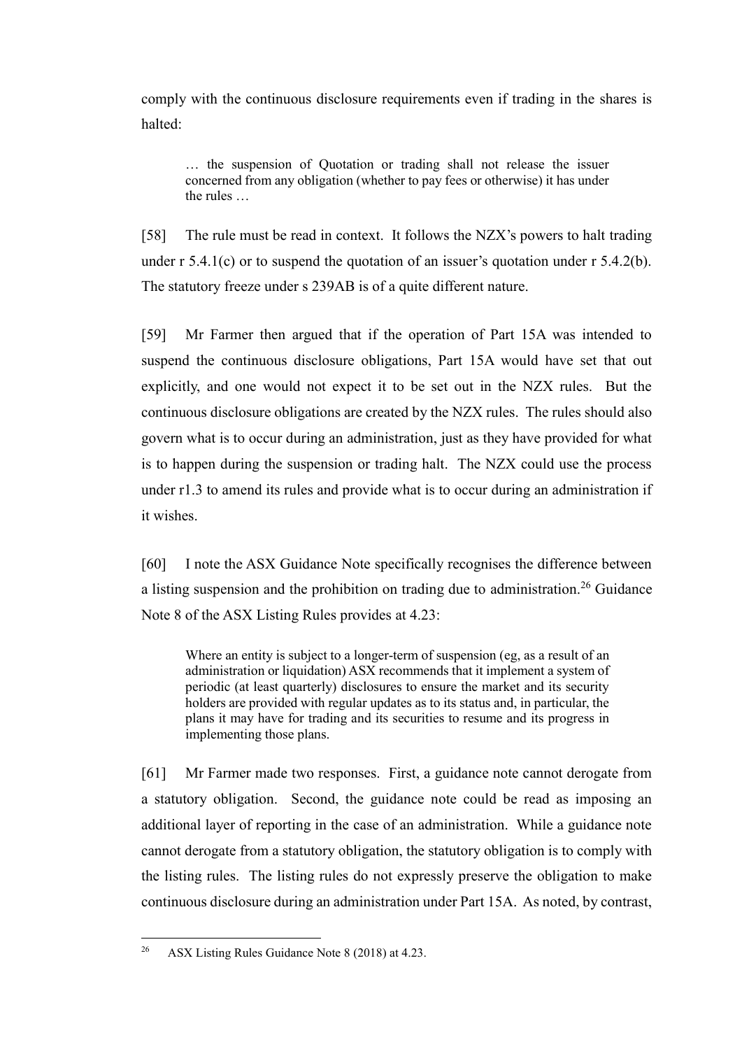comply with the continuous disclosure requirements even if trading in the shares is halted:

> … the suspension of Quotation or trading shall not release the issuer concerned from any obligation (whether to pay fees or otherwise) it has under the rules …

[58] The rule must be read in context. It follows the NZX's powers to halt trading under r 5.4.1(c) or to suspend the quotation of an issuer's quotation under r 5.4.2(b). The statutory freeze under s 239AB is of a quite different nature.

[59] Mr Farmer then argued that if the operation of Part 15A was intended to suspend the continuous disclosure obligations, Part 15A would have set that out explicitly, and one would not expect it to be set out in the NZX rules. But the continuous disclosure obligations are created by the NZX rules. The rules should also govern what is to occur during an administration, just as they have provided for what is to happen during the suspension or trading halt. The NZX could use the process under r1.3 to amend its rules and provide what is to occur during an administration if it wishes.

[60] I note the ASX Guidance Note specifically recognises the difference between a listing suspension and the prohibition on trading due to administration.[26] Guidance Note 8 of the ASX Listing Rules provides at 4.23:

> Where an entity is subject to a longer-term of suspension (eg, as a result of an administration or liquidation) ASX recommends that it implement a system of periodic (at least quarterly) disclosures to ensure the market and its security holders are provided with regular updates as to its status and, in particular, the plans it may have for trading and its securities to resume and its progress in implementing those plans.

[61] Mr Farmer made two responses. First, a guidance note cannot derogate from a statutory obligation. Second, the guidance note could be read as imposing an additional layer of reporting in the case of an administration. While a guidance note cannot derogate from a statutory obligation, the statutory obligation is to comply with the listing rules. The listing rules do not expressly preserve the obligation to make continuous disclosure during an administration under Part 15A. As noted, by contrast,

---

[26] ASX Listing Rules Guidance Note 8 (2018) at 4.23.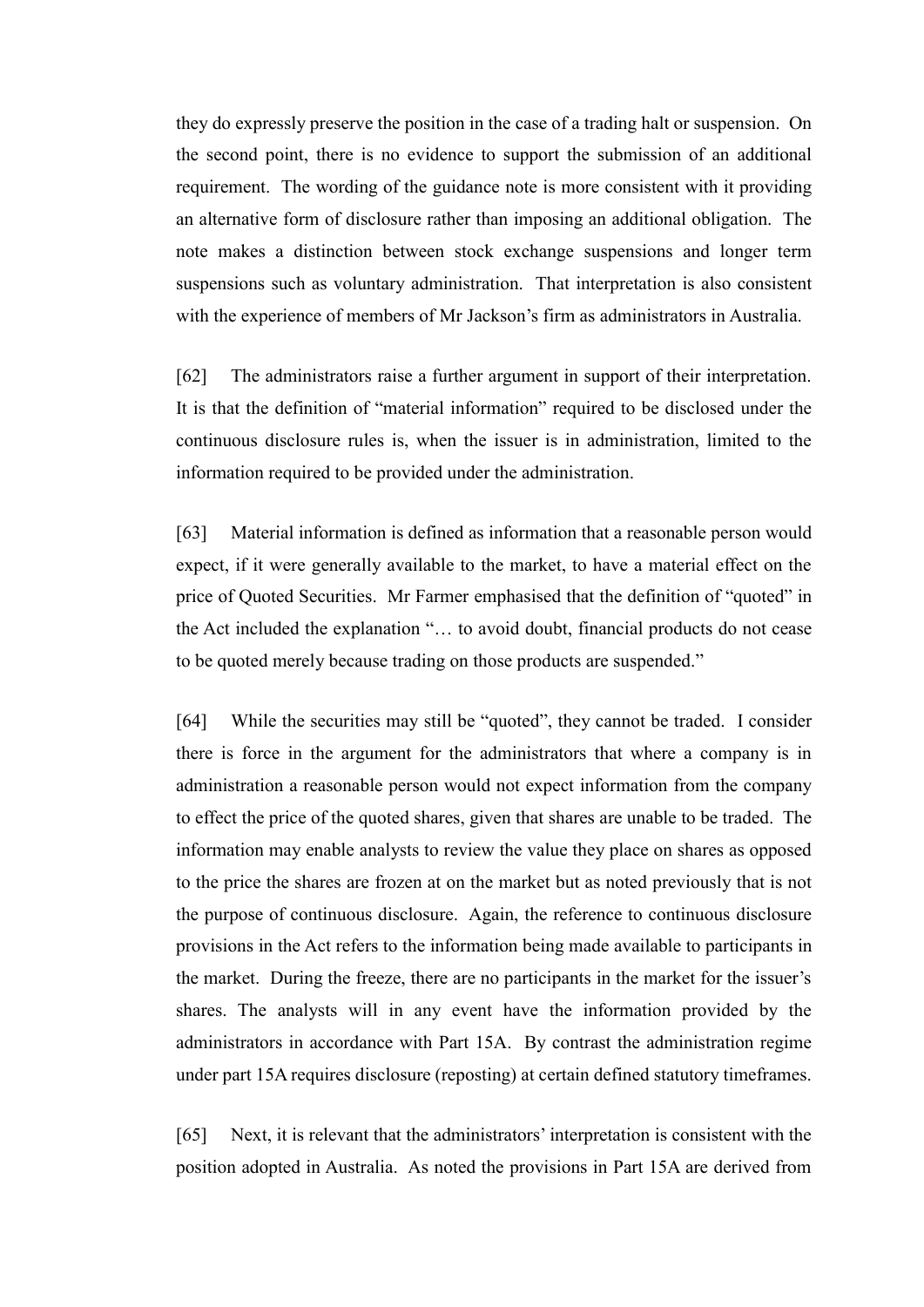they do expressly preserve the position in the case of a trading halt or suspension. On the second point, there is no evidence to support the submission of an additional requirement. The wording of the guidance note is more consistent with it providing an alternative form of disclosure rather than imposing an additional obligation. The note makes a distinction between stock exchange suspensions and longer term suspensions such as voluntary administration. That interpretation is also consistent with the experience of members of Mr Jackson's firm as administrators in Australia.

[62] The administrators raise a further argument in support of their interpretation. It is that the definition of "material information" required to be disclosed under the continuous disclosure rules is, when the issuer is in administration, limited to the information required to be provided under the administration.

[63] Material information is defined as information that a reasonable person would expect, if it were generally available to the market, to have a material effect on the price of Quoted Securities. Mr Farmer emphasised that the definition of "quoted" in the Act included the explanation "… to avoid doubt, financial products do not cease to be quoted merely because trading on those products are suspended."

[64] While the securities may still be "quoted", they cannot be traded. I consider there is force in the argument for the administrators that where a company is in administration a reasonable person would not expect information from the company to effect the price of the quoted shares, given that shares are unable to be traded. The information may enable analysts to review the value they place on shares as opposed to the price the shares are frozen at on the market but as noted previously that is not the purpose of continuous disclosure. Again, the reference to continuous disclosure provisions in the Act refers to the information being made available to participants in the market. During the freeze, there are no participants in the market for the issuer's shares. The analysts will in any event have the information provided by the administrators in accordance with Part 15A. By contrast the administration regime under part 15A requires disclosure (reposting) at certain defined statutory timeframes.

[65] Next, it is relevant that the administrators' interpretation is consistent with the position adopted in Australia. As noted the provisions in Part 15A are derived from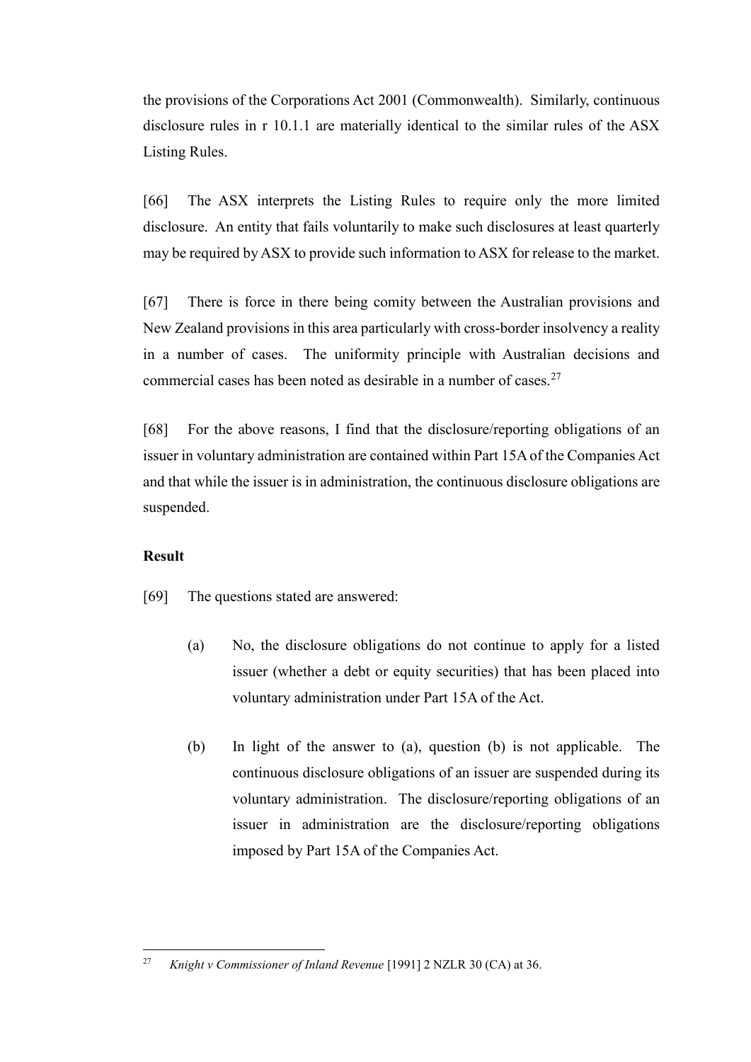the provisions of the Corporations Act 2001 (Commonwealth). Similarly, continuous disclosure rules in r 10.1.1 are materially identical to the similar rules of the ASX Listing Rules.

[66] The ASX interprets the Listing Rules to require only the more limited disclosure. An entity that fails voluntarily to make such disclosures at least quarterly may be required by ASX to provide such information to ASX for release to the market.

[67] There is force in there being comity between the Australian provisions and New Zealand provisions in this area particularly with cross-border insolvency a reality in a number of cases. The uniformity principle with Australian decisions and commercial cases has been noted as desirable in a number of cases.[27]

[68] For the above reasons, I find that the disclosure/reporting obligations of an issuer in voluntary administration are contained within Part 15A of the Companies Act and that while the issuer is in administration, the continuous disclosure obligations are suspended.

**Result**

[69] The questions stated are answered:

(a) No, the disclosure obligations do not continue to apply for a listed issuer (whether a debt or equity securities) that has been placed into voluntary administration under Part 15A of the Act.

(b) In light of the answer to (a), question (b) is not applicable. The continuous disclosure obligations of an issuer are suspended during its voluntary administration. The disclosure/reporting obligations of an issuer in administration are the disclosure/reporting obligations imposed by Part 15A of the Companies Act.

---

[27] *Knight v Commissioner of Inland Revenue* [1991] 2 NZLR 30 (CA) at 36.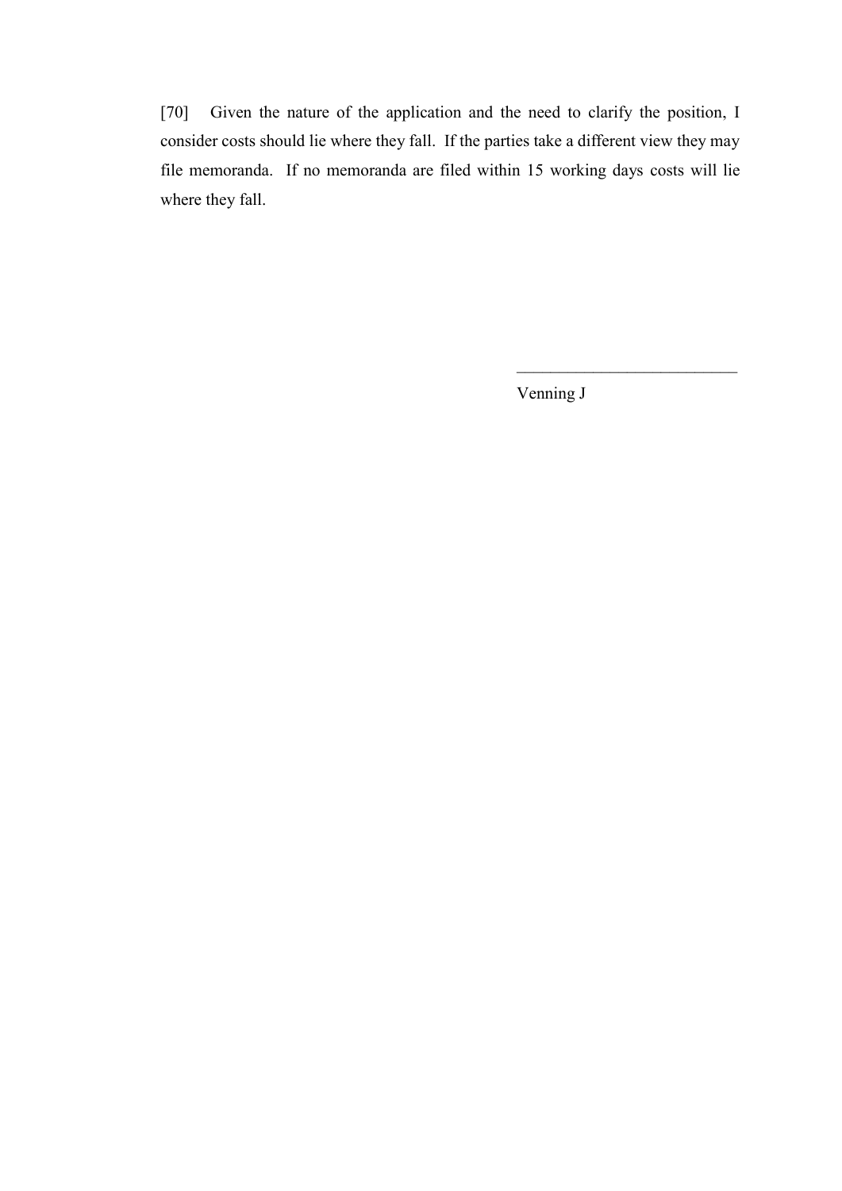[70] Given the nature of the application and the need to clarify the position, I consider costs should lie where they fall. If the parties take a different view they may file memoranda. If no memoranda are filed within 15 working days costs will lie where they fall.

\_\_\_\_\_\_\_\_\_\_\_\_\_\_\_\_\_\_\_\_\_\_\_\_\_\_\_

Venning J